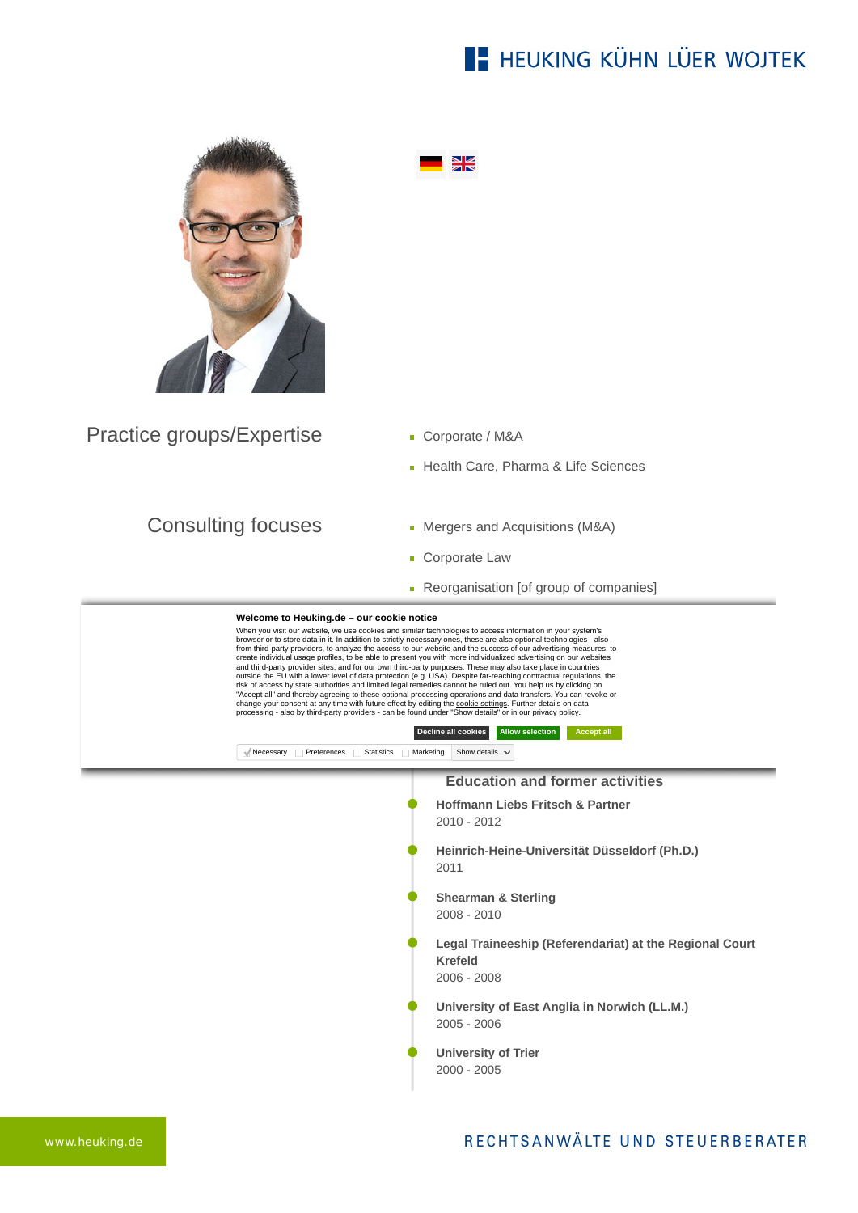# HEUKING KÜHN LÜER WOJTEK

## Practice groups/Expertise

- Corporate / M&A
- Health Care, Pharma & Life Sciences

## Consulting focuses

- Mergers and Acquisitions (M&A)
- Corporate Law
- Reorganisation [of group of companies]

**Welcome to Heuking.de – our cookie notice**

When you visit our website, we use cookies and similar technologies to access information in your system's browser or to store data in it. In addition to strictly necessary ones, these are also optional technologies - also from third-party providers, to analyze the access to our website and the success of our advertising measures, to create individual usage profiles, to be able to present you with more individualized advertising on our websites and third-party provider sites, and for our own third-party purposes. These may also take place in countries outside the EU with a lower level of data protection (e.g. USA). Despite far-reaching contractual regulations, the risk of access by state authorities and limited legal remedies cannot be ruled out. You help us by clicking on "Accept all" and thereby agreeing to these optional processing operations and data transfers. You can revoke or change your consent at any time with future effect by editing the cookie settings. Further details on data processing - also by third-party providers - can be found under "Show details" or in our privacy policy.

Decline all cookies | Allow selection | Accept all

Necessary | Preferences | Statistics | Marketing | Show details

## Education and former activities

**Hoffmann Liebs Fritsch & Partner**
2010 - 2012

**Heinrich-Heine-Universität Düsseldorf (Ph.D.)**
2011

**Shearman & Sterling**
2008 - 2010

**Legal Traineeship (Referendariat) at the Regional Court Krefeld**
2006 - 2008

**University of East Anglia in Norwich (LL.M.)**
2005 - 2006

**University of Trier**
2000 - 2005

www.heuking.de

RECHTSANWÄLTE UND STEUERBERATER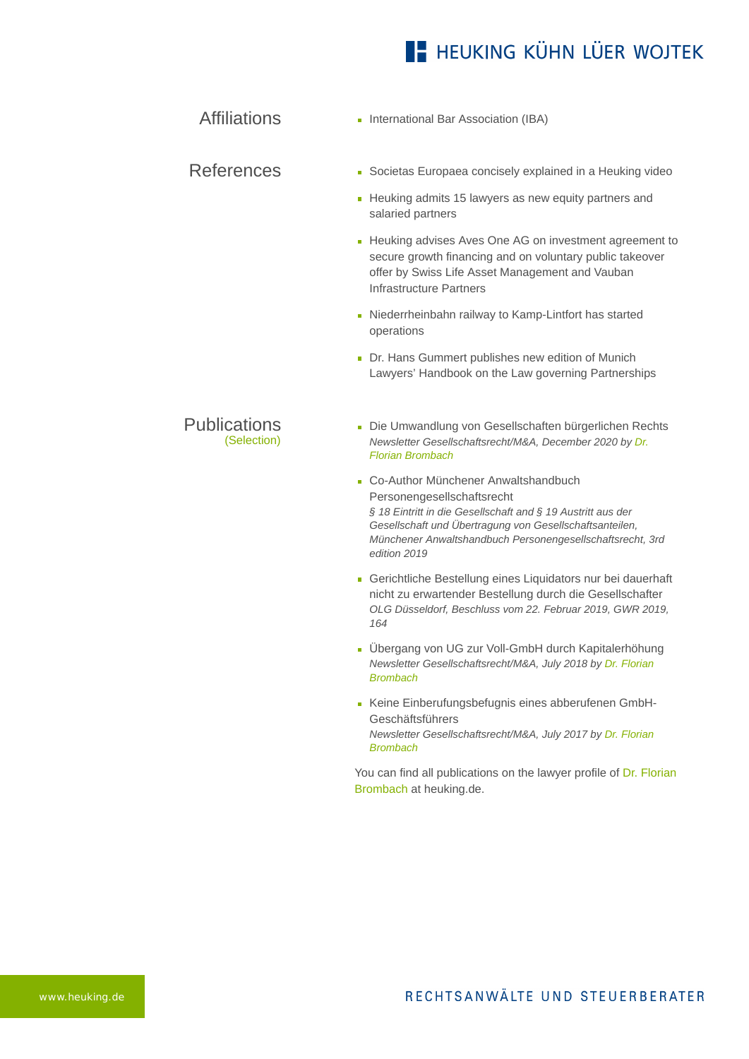## Affiliations

- International Bar Association (IBA)

## References

- Societas Europaea concisely explained in a Heuking video
- Heuking admits 15 lawyers as new equity partners and salaried partners
- Heuking advises Aves One AG on investment agreement to secure growth financing and on voluntary public takeover offer by Swiss Life Asset Management and Vauban Infrastructure Partners
- Niederrheinbahn railway to Kamp-Lintfort has started operations
- Dr. Hans Gummert publishes new edition of Munich Lawyers' Handbook on the Law governing Partnerships

## Publications
(Selection)

- Die Umwandlung von Gesellschaften bürgerlichen Rechts
  *Newsletter Gesellschaftsrecht/M&A, December 2020 by Dr. Florian Brombach*
- Co-Author Münchener Anwaltshandbuch Personengesellschaftsrecht
  *§ 18 Eintritt in die Gesellschaft and § 19 Austritt aus der Gesellschaft und Übertragung von Gesellschaftsanteilen, Münchener Anwaltshandbuch Personengesellschaftsrecht, 3rd edition 2019*
- Gerichtliche Bestellung eines Liquidators nur bei dauerhaft nicht zu erwartender Bestellung durch die Gesellschafter
  *OLG Düsseldorf, Beschluss vom 22. Februar 2019, GWR 2019, 164*
- Übergang von UG zur Voll-GmbH durch Kapitalerhöhung
  *Newsletter Gesellschaftsrecht/M&A, July 2018 by Dr. Florian Brombach*
- Keine Einberufungsbefugnis eines abberufenen GmbH-Geschäftsführers
  *Newsletter Gesellschaftsrecht/M&A, July 2017 by Dr. Florian Brombach*

You can find all publications on the lawyer profile of Dr. Florian Brombach at heuking.de.